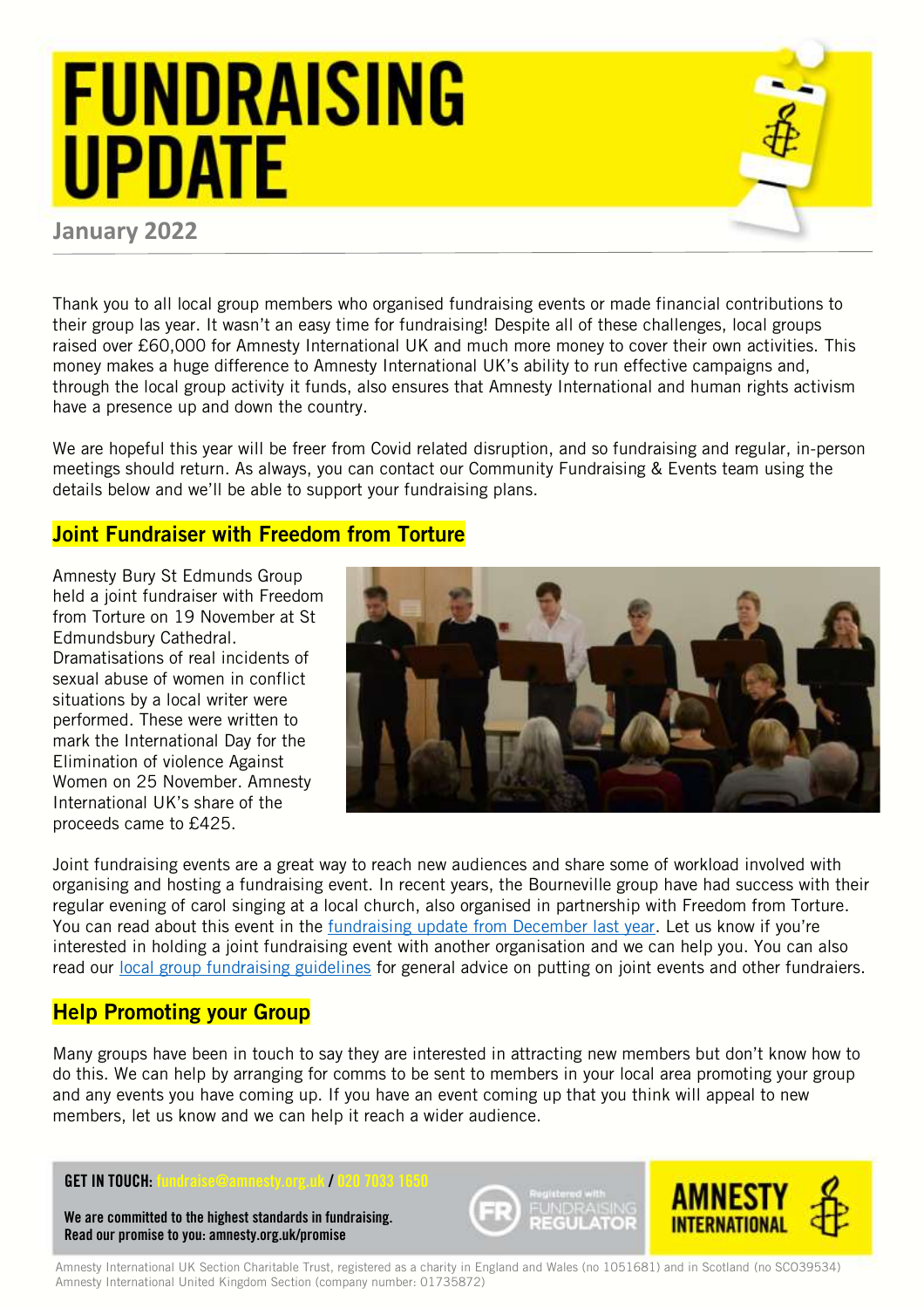# FUNDRAISING UPDATE

**January 2022**

Thank you to all local group members who organised fundraising events or made financial contributions to their group las year. It wasn't an easy time for fundraising! Despite all of these challenges, local groups raised over £60,000 for Amnesty International UK and much more money to cover their own activities. This money makes a huge difference to Amnesty International UK's ability to run effective campaigns and, through the local group activity it funds, also ensures that Amnesty International and human rights activism have a presence up and down the country.

We are hopeful this year will be freer from Covid related disruption, and so fundraising and regular, in-person meetings should return. As always, you can contact our Community Fundraising & Events team using the details below and we'll be able to support your fundraising plans.

## Joint Fundraiser with Freedom from Torture

Amnesty Bury St Edmunds Group held a joint fundraiser with Freedom from Torture on 19 November at St Edmundsbury Cathedral. Dramatisations of real incidents of sexual abuse of women in conflict situations by a local writer were performed. These were written to mark the International Day for the Elimination of violence Against Women on 25 November. Amnesty International UK's share of the proceeds came to £425.

Joint fundraising events are a great way to reach new audiences and share some of workload involved with organising and hosting a fundraising event. In recent years, the Bourneville group have had success with their regular evening of carol singing at a local church, also organised in partnership with Freedom from Torture. You can read about this event in the fundraising update from December last year. Let us know if you're interested in holding a joint fundraising event with another organisation and we can help you. You can also read our local group fundraising guidelines for general advice on putting on joint events and other fundraiers.

## Help Promoting your Group

Many groups have been in touch to say they are interested in attracting new members but don't know how to do this. We can help by arranging for comms to be sent to members in your local area promoting your group and any events you have coming up. If you have an event coming up that you think will appeal to new members, let us know and we can help it reach a wider audience.

**GET IN TOUCH:** fundraise@amnesty.org.uk / 020 7033 1650

**We are committed to the highest standards in fundraising. Read our promise to you: amnesty.org.uk/promise**

Registered with FUNDRAISING REGULATOR

AMNESTY INTERNATIONAL

Amnesty International UK Section Charitable Trust, registered as a charity in England and Wales (no 1051681) and in Scotland (no SC039534)
Amnesty International United Kingdom Section (company number: 01735872)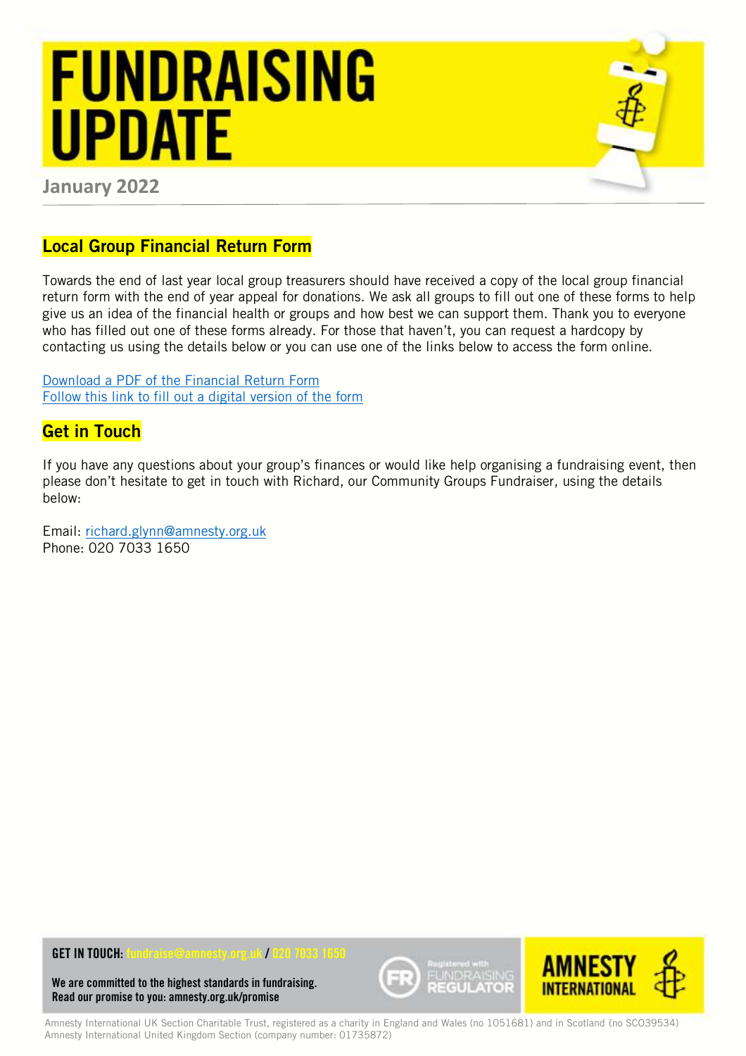# FUNDRAISING UPDATE

January 2022

## Local Group Financial Return Form

Towards the end of last year local group treasurers should have received a copy of the local group financial return form with the end of year appeal for donations. We ask all groups to fill out one of these forms to help give us an idea of the financial health or groups and how best we can support them. Thank you to everyone who has filled out one of these forms already. For those that haven't, you can request a hardcopy by contacting us using the details below or you can use one of the links below to access the form online.

Download a PDF of the Financial Return Form
Follow this link to fill out a digital version of the form

## Get in Touch

If you have any questions about your group's finances or would like help organising a fundraising event, then please don't hesitate to get in touch with Richard, our Community Groups Fundraiser, using the details below:

Email: richard.glynn@amnesty.org.uk
Phone: 020 7033 1650

**GET IN TOUCH:** fundraise@amnesty.org.uk / 020 7033 1650

**We are committed to the highest standards in fundraising.**
**Read our promise to you: amnesty.org.uk/promise**

Registered with FUNDRAISING REGULATOR

AMNESTY INTERNATIONAL

Amnesty International UK Section Charitable Trust, registered as a charity in England and Wales (no 1051681) and in Scotland (no SCO39534)
Amnesty International United Kingdom Section (company number: 01735872)